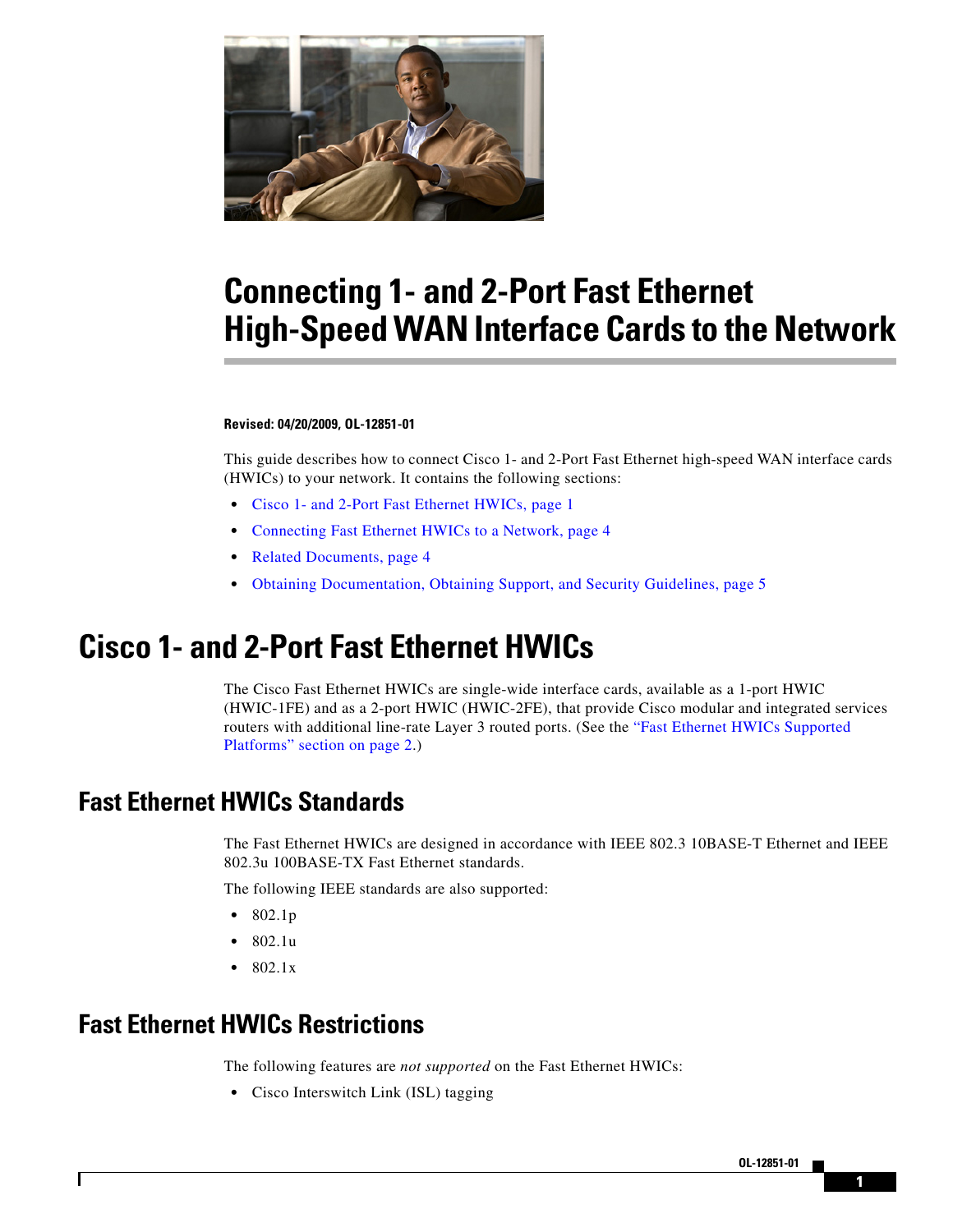# Connecting 1- and 2-Port Fast Ethernet High-Speed WAN Interface Cards to the Network

**Revised: 04/20/2009, OL-12851-01**

This guide describes how to connect Cisco 1- and 2-Port Fast Ethernet high-speed WAN interface cards (HWICs) to your network. It contains the following sections:

- Cisco 1- and 2-Port Fast Ethernet HWICs, page 1
- Connecting Fast Ethernet HWICs to a Network, page 4
- Related Documents, page 4
- Obtaining Documentation, Obtaining Support, and Security Guidelines, page 5

# Cisco 1- and 2-Port Fast Ethernet HWICs

The Cisco Fast Ethernet HWICs are single-wide interface cards, available as a 1-port HWIC (HWIC-1FE) and as a 2-port HWIC (HWIC-2FE), that provide Cisco modular and integrated services routers with additional line-rate Layer 3 routed ports. (See the "Fast Ethernet HWICs Supported Platforms" section on page 2.)

## Fast Ethernet HWICs Standards

The Fast Ethernet HWICs are designed in accordance with IEEE 802.3 10BASE-T Ethernet and IEEE 802.3u 100BASE-TX Fast Ethernet standards.

The following IEEE standards are also supported:

- 802.1p
- 802.1u
- 802.1x

## Fast Ethernet HWICs Restrictions

The following features are *not supported* on the Fast Ethernet HWICs:

- Cisco Interswitch Link (ISL) tagging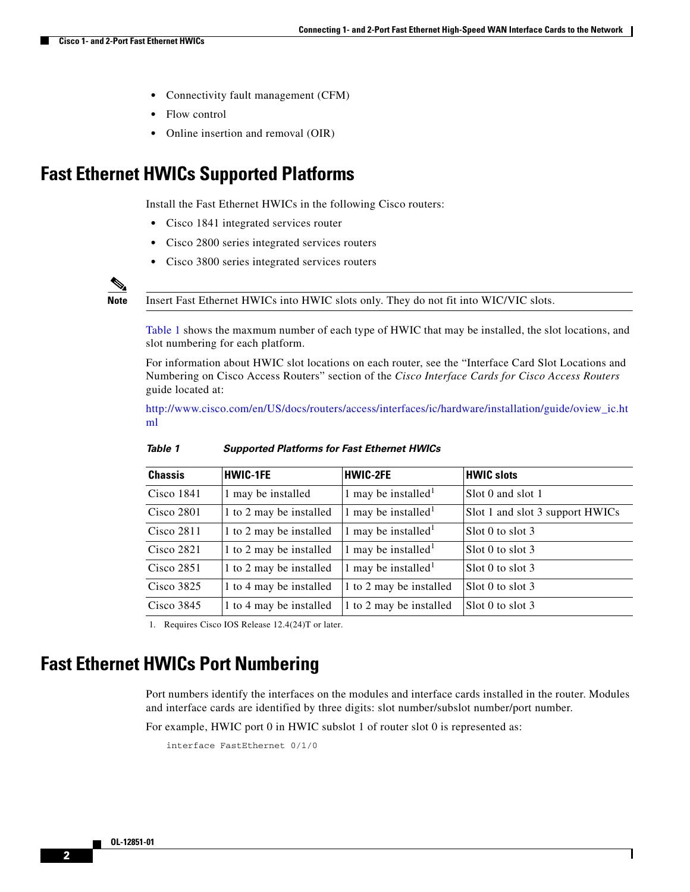- Connectivity fault management (CFM)
- Flow control
- Online insertion and removal (OIR)

# Fast Ethernet HWICs Supported Platforms

Install the Fast Ethernet HWICs in the following Cisco routers:

- Cisco 1841 integrated services router
- Cisco 2800 series integrated services routers
- Cisco 3800 series integrated services routers

**Note** Insert Fast Ethernet HWICs into HWIC slots only. They do not fit into WIC/VIC slots.

Table 1 shows the maxmum number of each type of HWIC that may be installed, the slot locations, and slot numbering for each platform.

For information about HWIC slot locations on each router, see the "Interface Card Slot Locations and Numbering on Cisco Access Routers" section of the *Cisco Interface Cards for Cisco Access Routers* guide located at:

http://www.cisco.com/en/US/docs/routers/access/interfaces/ic/hardware/installation/guide/oview_ic.html

***Table 1 Supported Platforms for Fast Ethernet HWICs***

| Chassis | HWIC-1FE | HWIC-2FE | HWIC slots |
|---|---|---|---|
| Cisco 1841 | 1 may be installed | 1 may be installed[1] | Slot 0 and slot 1 |
| Cisco 2801 | 1 to 2 may be installed | 1 may be installed[1] | Slot 1 and slot 3 support HWICs |
| Cisco 2811 | 1 to 2 may be installed | 1 may be installed[1] | Slot 0 to slot 3 |
| Cisco 2821 | 1 to 2 may be installed | 1 may be installed[1] | Slot 0 to slot 3 |
| Cisco 2851 | 1 to 2 may be installed | 1 may be installed[1] | Slot 0 to slot 3 |
| Cisco 3825 | 1 to 4 may be installed | 1 to 2 may be installed | Slot 0 to slot 3 |
| Cisco 3845 | 1 to 4 may be installed | 1 to 2 may be installed | Slot 0 to slot 3 |

1. Requires Cisco IOS Release 12.4(24)T or later.

# Fast Ethernet HWICs Port Numbering

Port numbers identify the interfaces on the modules and interface cards installed in the router. Modules and interface cards are identified by three digits: slot number/subslot number/port number.

For example, HWIC port 0 in HWIC subslot 1 of router slot 0 is represented as:

```
interface FastEthernet 0/1/0
```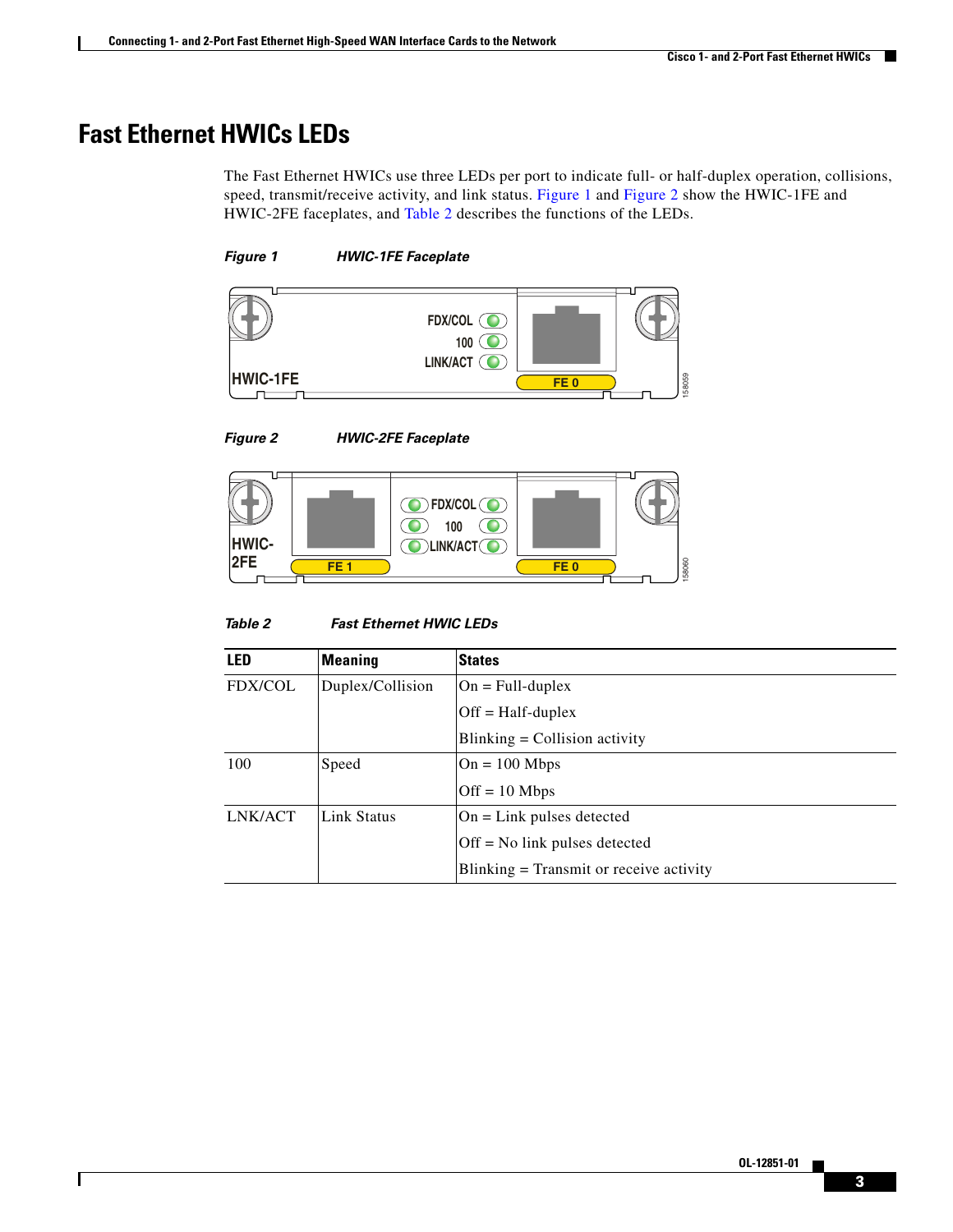# Fast Ethernet HWICs LEDs

The Fast Ethernet HWICs use three LEDs per port to indicate full- or half-duplex operation, collisions, speed, transmit/receive activity, and link status. Figure 1 and Figure 2 show the HWIC-1FE and HWIC-2FE faceplates, and Table 2 describes the functions of the LEDs.

*Figure 1* ***HWIC-1FE Faceplate***

*Figure 2* ***HWIC-2FE Faceplate***

*Table 2* ***Fast Ethernet HWIC LEDs***

| LED | Meaning | States |
|---|---|---|
| FDX/COL | Duplex/Collision | On = Full-duplex |
| | | Off = Half-duplex |
| | | Blinking = Collision activity |
| 100 | Speed | On = 100 Mbps |
| | | Off = 10 Mbps |
| LNK/ACT | Link Status | On = Link pulses detected |
| | | Off = No link pulses detected |
| | | Blinking = Transmit or receive activity |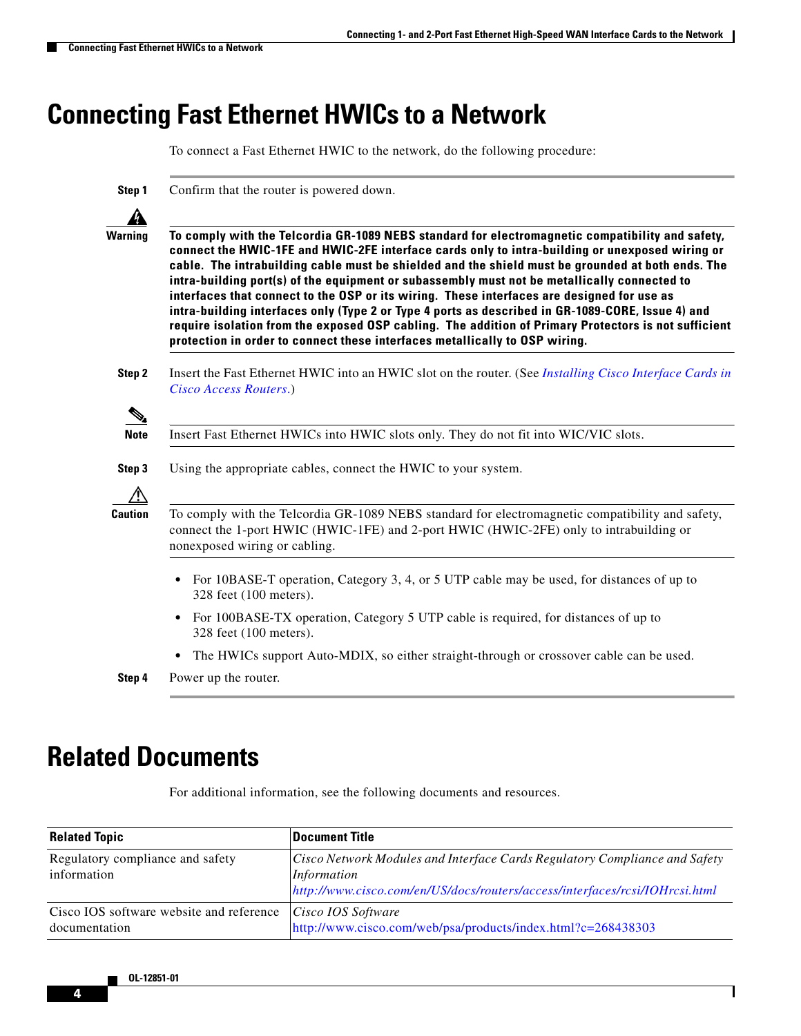# Connecting Fast Ethernet HWICs to a Network

To connect a Fast Ethernet HWIC to the network, do the following procedure:

**Step 1** Confirm that the router is powered down.

> **Warning** **To comply with the Telcordia GR-1089 NEBS standard for electromagnetic compatibility and safety, connect the HWIC-1FE and HWIC-2FE interface cards only to intra-building or unexposed wiring or cable. The intrabuilding cable must be shielded and the shield must be grounded at both ends. The intra-building port(s) of the equipment or subassembly must not be metallically connected to interfaces that connect to the OSP or its wiring. These interfaces are designed for use as intra-building interfaces only (Type 2 or Type 4 ports as described in GR-1089-CORE, Issue 4) and require isolation from the exposed OSP cabling. The addition of Primary Protectors is not sufficient protection in order to connect these interfaces metallically to OSP wiring.**

**Step 2** Insert the Fast Ethernet HWIC into an HWIC slot on the router. (See *Installing Cisco Interface Cards in Cisco Access Routers*.)

> **Note** Insert Fast Ethernet HWICs into HWIC slots only. They do not fit into WIC/VIC slots.

**Step 3** Using the appropriate cables, connect the HWIC to your system.

> **Caution** To comply with the Telcordia GR-1089 NEBS standard for electromagnetic compatibility and safety, connect the 1-port HWIC (HWIC-1FE) and 2-port HWIC (HWIC-2FE) only to intrabuilding or nonexposed wiring or cabling.

- For 10BASE-T operation, Category 3, 4, or 5 UTP cable may be used, for distances of up to 328 feet (100 meters).
- For 100BASE-TX operation, Category 5 UTP cable is required, for distances of up to 328 feet (100 meters).
- The HWICs support Auto-MDIX, so either straight-through or crossover cable can be used.

**Step 4** Power up the router.

# Related Documents

For additional information, see the following documents and resources.

| Related Topic | Document Title |
|---|---|
| Regulatory compliance and safety information | *Cisco Network Modules and Interface Cards Regulatory Compliance and Safety Information* *http://www.cisco.com/en/US/docs/routers/access/interfaces/rcsi/IOHrcsi.html* |
| Cisco IOS software website and reference documentation | *Cisco IOS Software* http://www.cisco.com/web/psa/products/index.html?c=268438303 |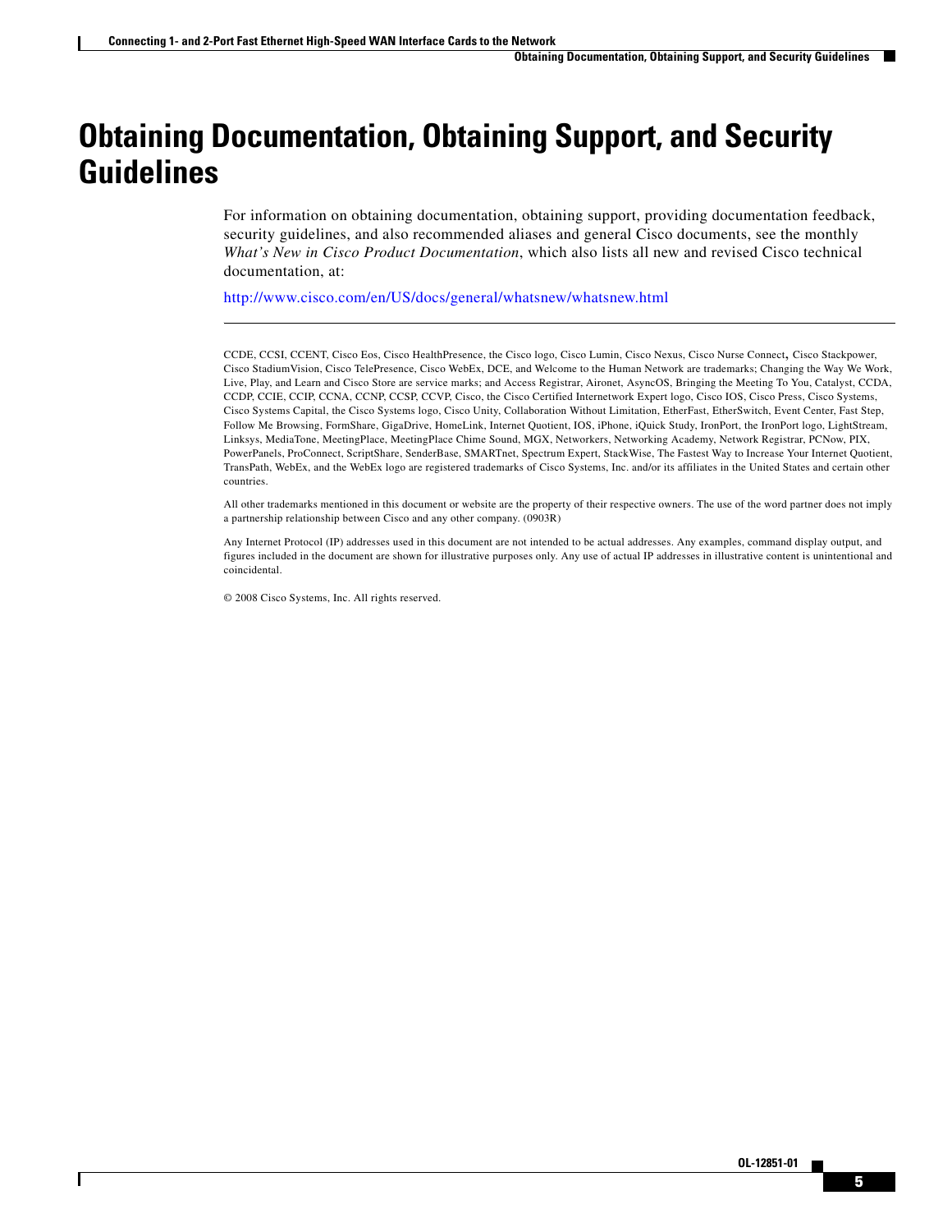# Obtaining Documentation, Obtaining Support, and Security Guidelines

For information on obtaining documentation, obtaining support, providing documentation feedback, security guidelines, and also recommended aliases and general Cisco documents, see the monthly *What's New in Cisco Product Documentation*, which also lists all new and revised Cisco technical documentation, at:

http://www.cisco.com/en/US/docs/general/whatsnew/whatsnew.html

---

CCDE, CCSI, CCENT, Cisco Eos, Cisco HealthPresence, the Cisco logo, Cisco Lumin, Cisco Nexus, Cisco Nurse Connect, Cisco Stackpower, Cisco StadiumVision, Cisco TelePresence, Cisco WebEx, DCE, and Welcome to the Human Network are trademarks; Changing the Way We Work, Live, Play, and Learn and Cisco Store are service marks; and Access Registrar, Aironet, AsyncOS, Bringing the Meeting To You, Catalyst, CCDA, CCDP, CCIE, CCIP, CCNA, CCNP, CCSP, CCVP, Cisco, the Cisco Certified Internetwork Expert logo, Cisco IOS, Cisco Press, Cisco Systems, Cisco Systems Capital, the Cisco Systems logo, Cisco Unity, Collaboration Without Limitation, EtherFast, EtherSwitch, Event Center, Fast Step, Follow Me Browsing, FormShare, GigaDrive, HomeLink, Internet Quotient, IOS, iPhone, iQuick Study, IronPort, the IronPort logo, LightStream, Linksys, MediaTone, MeetingPlace, MeetingPlace Chime Sound, MGX, Networkers, Networking Academy, Network Registrar, PCNow, PIX, PowerPanels, ProConnect, ScriptShare, SenderBase, SMARTnet, Spectrum Expert, StackWise, The Fastest Way to Increase Your Internet Quotient, TransPath, WebEx, and the WebEx logo are registered trademarks of Cisco Systems, Inc. and/or its affiliates in the United States and certain other countries.

All other trademarks mentioned in this document or website are the property of their respective owners. The use of the word partner does not imply a partnership relationship between Cisco and any other company. (0903R)

Any Internet Protocol (IP) addresses used in this document are not intended to be actual addresses. Any examples, command display output, and figures included in the document are shown for illustrative purposes only. Any use of actual IP addresses in illustrative content is unintentional and coincidental.

© 2008 Cisco Systems, Inc. All rights reserved.